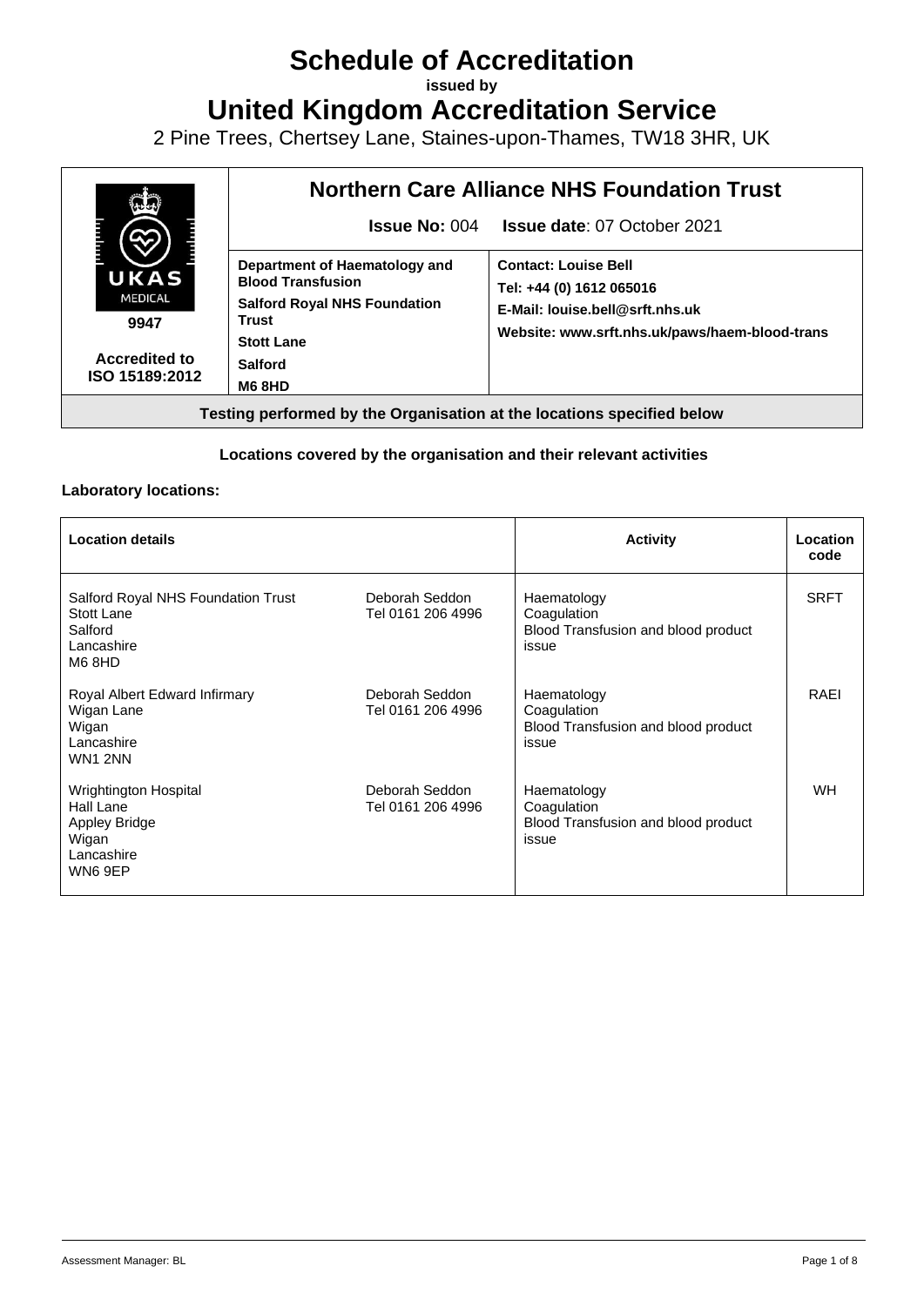# Schedule of Accreditation

**issued by**

# United Kingdom Accreditation Service

2 Pine Trees, Chertsey Lane, Staines-upon-Thames, TW18 3HR, UK

| UKAS MEDICAL 9947 Accredited to ISO 15189:2012 | **Northern Care Alliance NHS Foundation Trust** | |
|---|---|---|
| | **Issue No:** 004 | **Issue date**: 07 October 2021 |
| | **Department of Haematology and Blood Transfusion** **Salford Royal NHS Foundation Trust** **Stott Lane** **Salford** **M6 8HD** | **Contact: Louise Bell** **Tel: +44 (0) 1612 065016** **E-Mail: louise.bell@srft.nhs.uk** **Website: www.srft.nhs.uk/paws/haem-blood-trans** |
| **Testing performed by the Organisation at the locations specified below** | | |

**Locations covered by the organisation and their relevant activities**

**Laboratory locations:**

| Location details | | Activity | Location code |
|---|---|---|---|
| Salford Royal NHS Foundation Trust<br>Stott Lane<br>Salford<br>Lancashire<br>M6 8HD | Deborah Seddon<br>Tel 0161 206 4996 | Haematology<br>Coagulation<br>Blood Transfusion and blood product issue | SRFT |
| Royal Albert Edward Infirmary<br>Wigan Lane<br>Wigan<br>Lancashire<br>WN1 2NN | Deborah Seddon<br>Tel 0161 206 4996 | Haematology<br>Coagulation<br>Blood Transfusion and blood product issue | RAEI |
| Wrightington Hospital<br>Hall Lane<br>Appley Bridge<br>Wigan<br>Lancashire<br>WN6 9EP | Deborah Seddon<br>Tel 0161 206 4996 | Haematology<br>Coagulation<br>Blood Transfusion and blood product issue | WH |

Assessment Manager: BL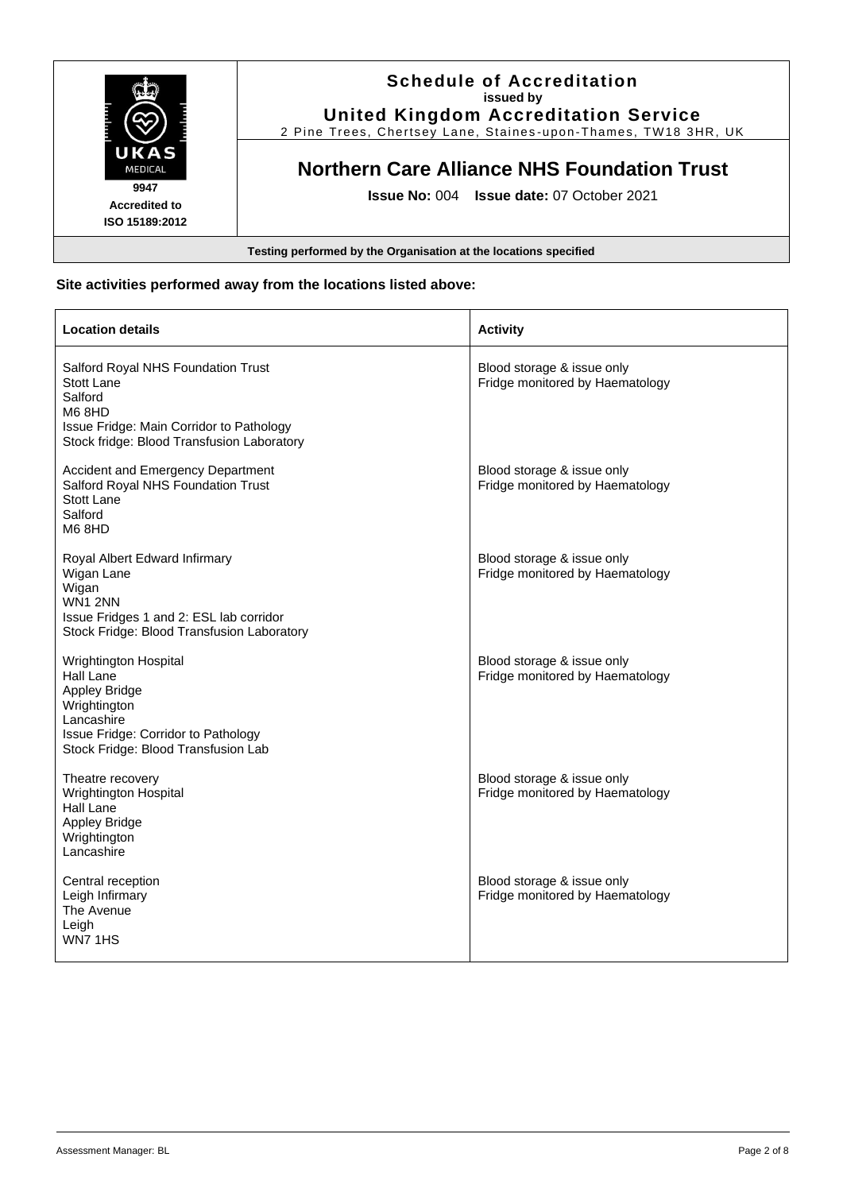**Schedule of Accreditation**
**issued by**
**United Kingdom Accreditation Service**
2 Pine Trees, Chertsey Lane, Staines-upon-Thames, TW18 3HR, UK

9947
**Accredited to**
**ISO 15189:2012**

## Northern Care Alliance NHS Foundation Trust

**Issue No:** 004 **Issue date:** 07 October 2021

**Testing performed by the Organisation at the locations specified**

### Site activities performed away from the locations listed above:

| Location details | Activity |
|---|---|
| Salford Royal NHS Foundation Trust<br>Stott Lane<br>Salford<br>M6 8HD<br>Issue Fridge: Main Corridor to Pathology<br>Stock fridge: Blood Transfusion Laboratory | Blood storage & issue only<br>Fridge monitored by Haematology |
| Accident and Emergency Department<br>Salford Royal NHS Foundation Trust<br>Stott Lane<br>Salford<br>M6 8HD | Blood storage & issue only<br>Fridge monitored by Haematology |
| Royal Albert Edward Infirmary<br>Wigan Lane<br>Wigan<br>WN1 2NN<br>Issue Fridges 1 and 2: ESL lab corridor<br>Stock Fridge: Blood Transfusion Laboratory | Blood storage & issue only<br>Fridge monitored by Haematology |
| Wrightington Hospital<br>Hall Lane<br>Appley Bridge<br>Wrightington<br>Lancashire<br>Issue Fridge: Corridor to Pathology<br>Stock Fridge: Blood Transfusion Lab | Blood storage & issue only<br>Fridge monitored by Haematology |
| Theatre recovery<br>Wrightington Hospital<br>Hall Lane<br>Appley Bridge<br>Wrightington<br>Lancashire | Blood storage & issue only<br>Fridge monitored by Haematology |
| Central reception<br>Leigh Infirmary<br>The Avenue<br>Leigh<br>WN7 1HS | Blood storage & issue only<br>Fridge monitored by Haematology |

Assessment Manager: BL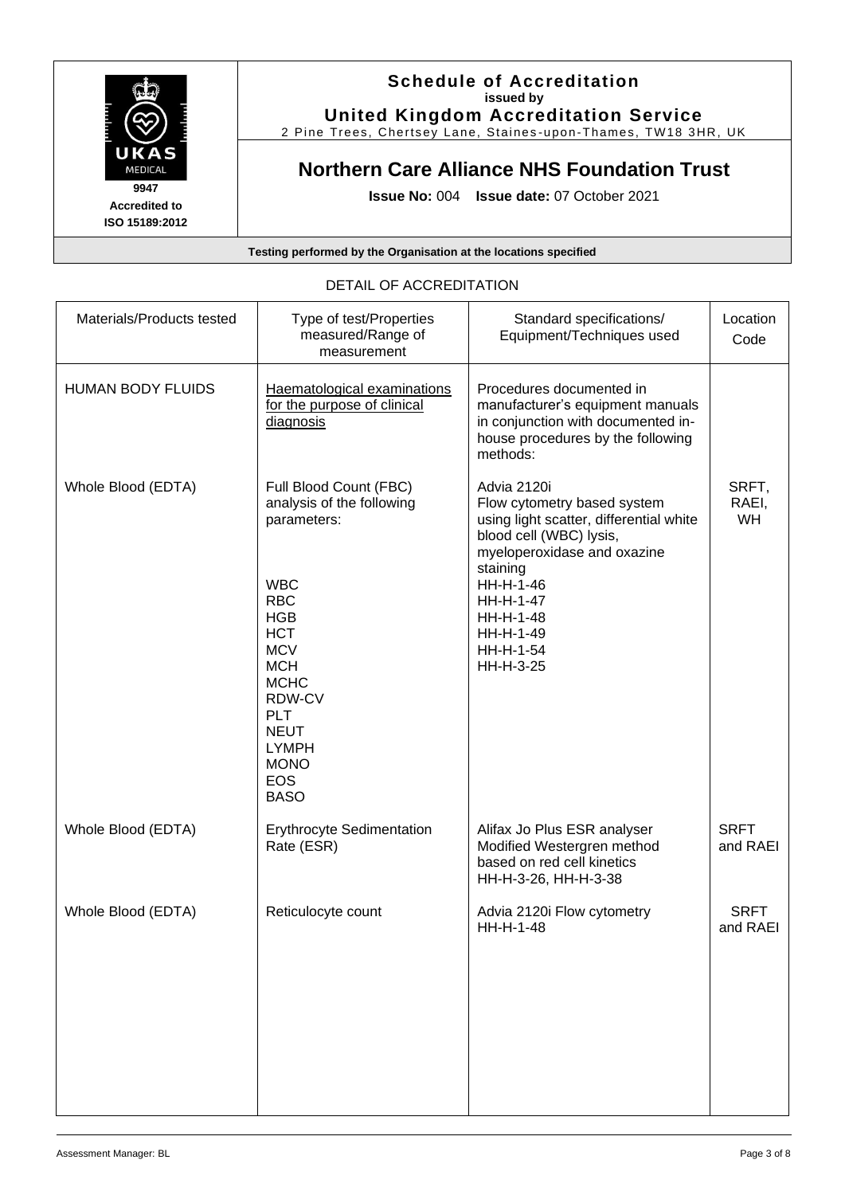**Schedule of Accreditation**
**issued by**
**United Kingdom Accreditation Service**
2 Pine Trees, Chertsey Lane, Staines-upon-Thames, TW18 3HR, UK

UKAS MEDICAL
**9947**
**Accredited to ISO 15189:2012**

## Northern Care Alliance NHS Foundation Trust

**Issue No:** 004 **Issue date:** 07 October 2021

**Testing performed by the Organisation at the locations specified**

DETAIL OF ACCREDITATION

| Materials/Products tested | Type of test/Properties measured/Range of measurement | Standard specifications/ Equipment/Techniques used | Location Code |
|---|---|---|---|
| HUMAN BODY FLUIDS | Haematological examinations for the purpose of clinical diagnosis | Procedures documented in manufacturer's equipment manuals in conjunction with documented in-house procedures by the following methods: | |
| Whole Blood (EDTA) | Full Blood Count (FBC) analysis of the following parameters:<br><br>WBC<br>RBC<br>HGB<br>HCT<br>MCV<br>MCH<br>MCHC<br>RDW-CV<br>PLT<br>NEUT<br>LYMPH<br>MONO<br>EOS<br>BASO | Advia 2120i<br>Flow cytometry based system using light scatter, differential white blood cell (WBC) lysis, myeloperoxidase and oxazine staining<br>HH-H-1-46<br>HH-H-1-47<br>HH-H-1-48<br>HH-H-1-49<br>HH-H-1-54<br>HH-H-3-25 | SRFT, RAEI, WH |
| Whole Blood (EDTA) | Erythrocyte Sedimentation Rate (ESR) | Alifax Jo Plus ESR analyser<br>Modified Westergren method based on red cell kinetics<br>HH-H-3-26, HH-H-3-38 | SRFT and RAEI |
| Whole Blood (EDTA) | Reticulocyte count | Advia 2120i Flow cytometry<br>HH-H-1-48 | SRFT and RAEI |

Assessment Manager: BL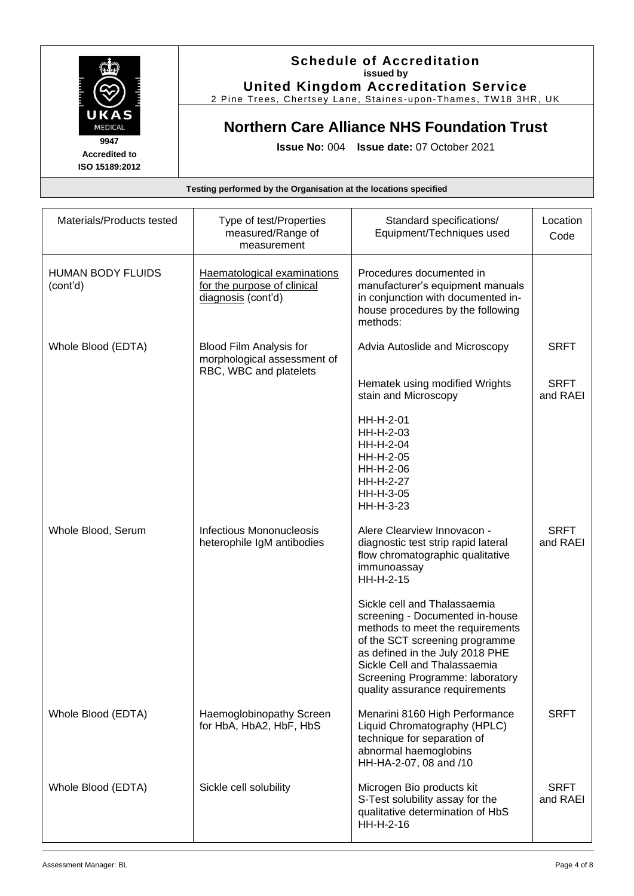**Schedule of Accreditation**
**issued by**
**United Kingdom Accreditation Service**
2 Pine Trees, Chertsey Lane, Staines-upon-Thames, TW18 3HR, UK

9947
**Accredited to ISO 15189:2012**

## Northern Care Alliance NHS Foundation Trust

**Issue No:** 004 **Issue date:** 07 October 2021

**Testing performed by the Organisation at the locations specified**

| Materials/Products tested | Type of test/Properties measured/Range of measurement | Standard specifications/ Equipment/Techniques used | Location Code |
|---|---|---|---|
| HUMAN BODY FLUIDS (cont'd) | Haematological examinations for the purpose of clinical diagnosis (cont'd) | Procedures documented in manufacturer's equipment manuals in conjunction with documented in-house procedures by the following methods: | |
| Whole Blood (EDTA) | Blood Film Analysis for morphological assessment of RBC, WBC and platelets | Advia Autoslide and Microscopy | SRFT |
| | | Hematek using modified Wrights stain and Microscopy<br><br>HH-H-2-01<br>HH-H-2-03<br>HH-H-2-04<br>HH-H-2-05<br>HH-H-2-06<br>HH-H-2-27<br>HH-H-3-05<br>HH-H-3-23 | SRFT and RAEI |
| Whole Blood, Serum | Infectious Mononucleosis heterophile IgM antibodies | Alere Clearview Innovacon - diagnostic test strip rapid lateral flow chromatographic qualitative immunoassay<br>HH-H-2-15 | SRFT and RAEI |
| | | Sickle cell and Thalassaemia screening - Documented in-house methods to meet the requirements of the SCT screening programme as defined in the July 2018 PHE Sickle Cell and Thalassaemia Screening Programme: laboratory quality assurance requirements | |
| Whole Blood (EDTA) | Haemoglobinopathy Screen for HbA, HbA2, HbF, HbS | Menarini 8160 High Performance Liquid Chromatography (HPLC) technique for separation of abnormal haemoglobins<br>HH-HA-2-07, 08 and /10 | SRFT |
| Whole Blood (EDTA) | Sickle cell solubility | Microgen Bio products kit<br>S-Test solubility assay for the qualitative determination of HbS<br>HH-H-2-16 | SRFT and RAEI |

Assessment Manager: BL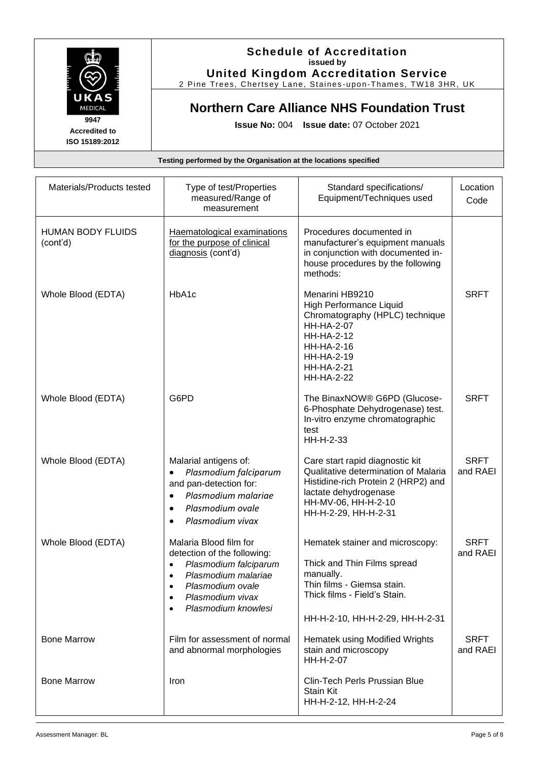**Schedule of Accreditation**
**issued by**
**United Kingdom Accreditation Service**
2 Pine Trees, Chertsey Lane, Staines-upon-Thames, TW18 3HR, UK

9947
Accredited to
ISO 15189:2012

## Northern Care Alliance NHS Foundation Trust

**Issue No:** 004 **Issue date:** 07 October 2021

**Testing performed by the Organisation at the locations specified**

| Materials/Products tested | Type of test/Properties measured/Range of measurement | Standard specifications/ Equipment/Techniques used | Location Code |
|---|---|---|---|
| HUMAN BODY FLUIDS (cont'd) | Haematological examinations for the purpose of clinical diagnosis (cont'd) | Procedures documented in manufacturer's equipment manuals in conjunction with documented in-house procedures by the following methods: | |
| Whole Blood (EDTA) | HbA1c | Menarini HB9210 High Performance Liquid Chromatography (HPLC) technique HH-HA-2-07 HH-HA-2-12 HH-HA-2-16 HH-HA-2-19 HH-HA-2-21 HH-HA-2-22 | SRFT |
| Whole Blood (EDTA) | G6PD | The BinaxNOW® G6PD (Glucose-6-Phosphate Dehydrogenase) test. In-vitro enzyme chromatographic test HH-H-2-33 | SRFT |
| Whole Blood (EDTA) | Malarial antigens of: • *Plasmodium falciparum* and pan-detection for: • *Plasmodium malariae* • *Plasmodium ovale* • *Plasmodium vivax* | Care start rapid diagnostic kit Qualitative determination of Malaria Histidine-rich Protein 2 (HRP2) and lactate dehydrogenase HH-MV-06, HH-H-2-10 HH-H-2-29, HH-H-2-31 | SRFT and RAEI |
| Whole Blood (EDTA) | Malaria Blood film for detection of the following: • *Plasmodium falciparum* • *Plasmodium malariae* • *Plasmodium ovale* • *Plasmodium vivax* • *Plasmodium knowlesi* | Hematek stainer and microscopy: Thick and Thin Films spread manually. Thin films - Giemsa stain. Thick films - Field's Stain. HH-H-2-10, HH-H-2-29, HH-H-2-31 | SRFT and RAEI |
| Bone Marrow | Film for assessment of normal and abnormal morphologies | Hematek using Modified Wrights stain and microscopy HH-H-2-07 | SRFT and RAEI |
| Bone Marrow | Iron | Clin-Tech Perls Prussian Blue Stain Kit HH-H-2-12, HH-H-2-24 | |

Assessment Manager: BL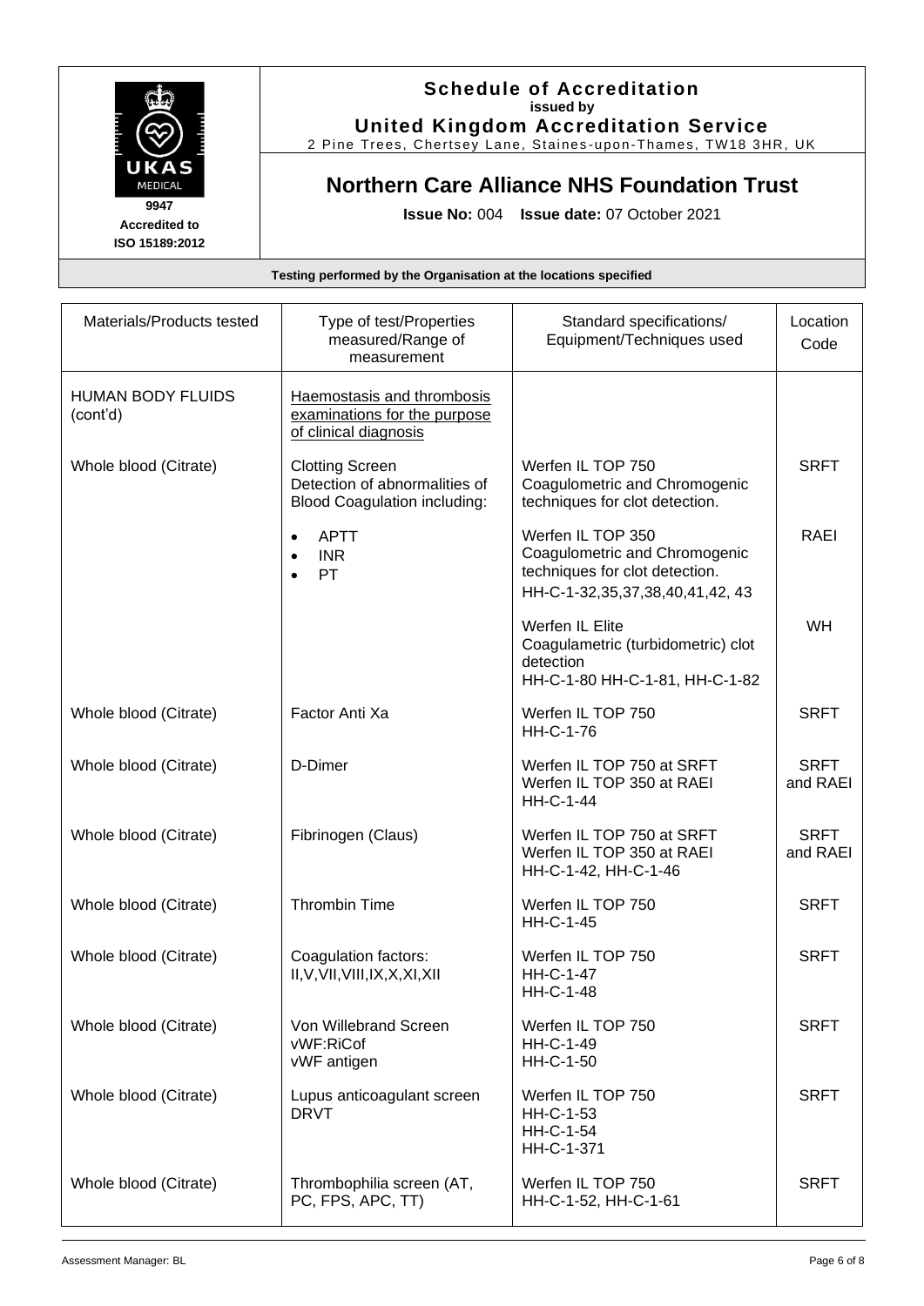# Schedule of Accreditation

issued by

**United Kingdom Accreditation Service**

2 Pine Trees, Chertsey Lane, Staines-upon-Thames, TW18 3HR, UK

9947
Accredited to
ISO 15189:2012

## Northern Care Alliance NHS Foundation Trust

**Issue No:** 004 **Issue date:** 07 October 2021

**Testing performed by the Organisation at the locations specified**

| Materials/Products tested | Type of test/Properties measured/Range of measurement | Standard specifications/ Equipment/Techniques used | Location Code |
|---|---|---|---|
| HUMAN BODY FLUIDS (cont'd) | Haemostasis and thrombosis examinations for the purpose of clinical diagnosis | | |
| Whole blood (Citrate) | Clotting Screen<br>Detection of abnormalities of Blood Coagulation including:<br>• APTT<br>• INR<br>• PT | Werfen IL TOP 750<br>Coagulometric and Chromogenic techniques for clot detection. | SRFT |
| | | Werfen IL TOP 350<br>Coagulometric and Chromogenic techniques for clot detection.<br>HH-C-1-32,35,37,38,40,41,42, 43 | RAEI |
| | | Werfen IL Elite<br>Coagulametric (turbidometric) clot detection<br>HH-C-1-80 HH-C-1-81, HH-C-1-82 | WH |
| Whole blood (Citrate) | Factor Anti Xa | Werfen IL TOP 750<br>HH-C-1-76 | SRFT |
| Whole blood (Citrate) | D-Dimer | Werfen IL TOP 750 at SRFT<br>Werfen IL TOP 350 at RAEI<br>HH-C-1-44 | SRFT and RAEI |
| Whole blood (Citrate) | Fibrinogen (Claus) | Werfen IL TOP 750 at SRFT<br>Werfen IL TOP 350 at RAEI<br>HH-C-1-42, HH-C-1-46 | SRFT and RAEI |
| Whole blood (Citrate) | Thrombin Time | Werfen IL TOP 750<br>HH-C-1-45 | SRFT |
| Whole blood (Citrate) | Coagulation factors:<br>II,V,VII,VIII,IX,X,XI,XII | Werfen IL TOP 750<br>HH-C-1-47<br>HH-C-1-48 | SRFT |
| Whole blood (Citrate) | Von Willebrand Screen<br>vWF:RiCof<br>vWF antigen | Werfen IL TOP 750<br>HH-C-1-49<br>HH-C-1-50 | SRFT |
| Whole blood (Citrate) | Lupus anticoagulant screen<br>DRVT | Werfen IL TOP 750<br>HH-C-1-53<br>HH-C-1-54<br>HH-C-1-371 | SRFT |
| Whole blood (Citrate) | Thrombophilia screen (AT, PC, FPS, APC, TT) | Werfen IL TOP 750<br>HH-C-1-52, HH-C-1-61 | SRFT |

Assessment Manager: BL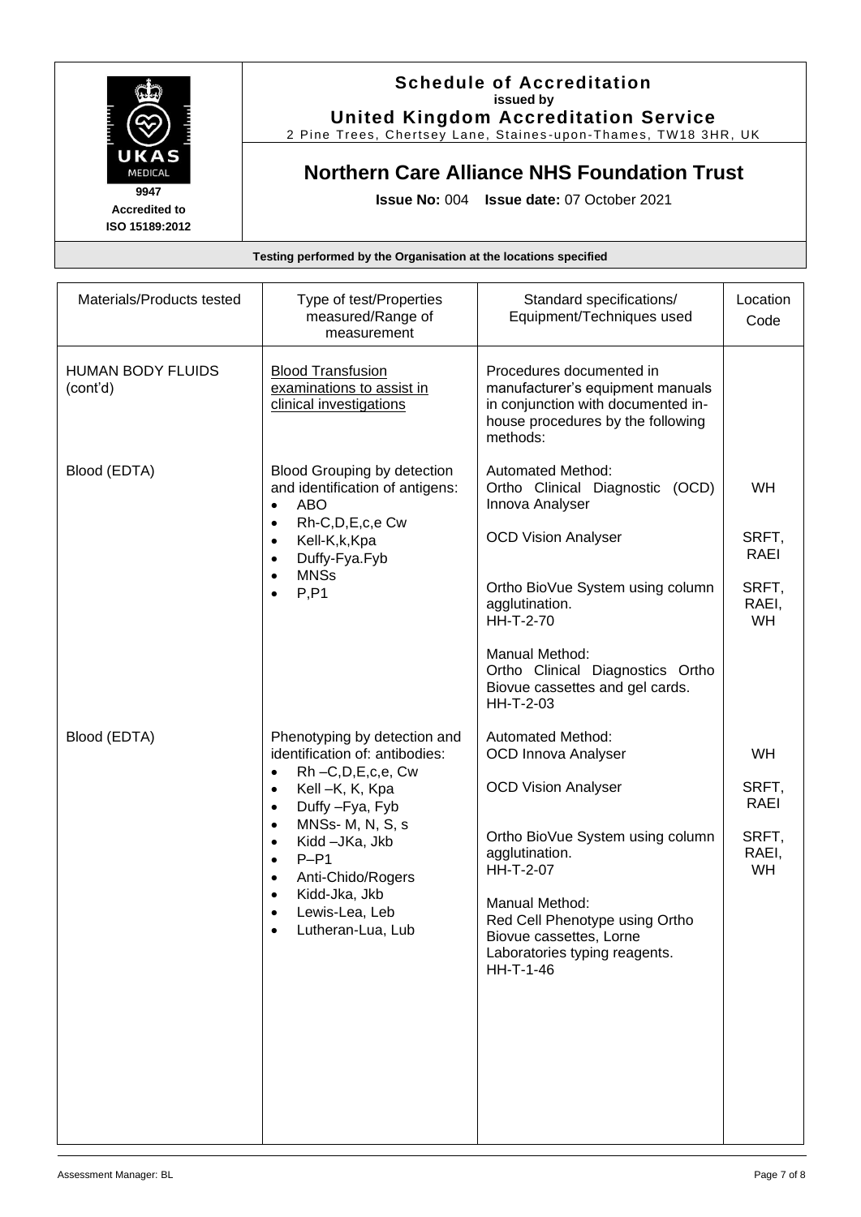**Schedule of Accreditation**
issued by
**United Kingdom Accreditation Service**
2 Pine Trees, Chertsey Lane, Staines-upon-Thames, TW18 3HR, UK

9947
Accredited to
ISO 15189:2012

## Northern Care Alliance NHS Foundation Trust

**Issue No:** 004 **Issue date:** 07 October 2021

**Testing performed by the Organisation at the locations specified**

| Materials/Products tested | Type of test/Properties measured/Range of measurement | Standard specifications/ Equipment/Techniques used | Location Code |
|---|---|---|---|
| HUMAN BODY FLUIDS (cont'd) | Blood Transfusion examinations to assist in clinical investigations | Procedures documented in manufacturer's equipment manuals in conjunction with documented in-house procedures by the following methods: | |
| Blood (EDTA) | Blood Grouping by detection and identification of antigens:<br>• ABO<br>• Rh-C,D,E,c,e Cw<br>• Kell-K,k,Kpa<br>• Duffy-Fya.Fyb<br>• MNSs<br>• P,P1 | Automated Method:<br>Ortho Clinical Diagnostic (OCD) Innova Analyser | WH |
| | | OCD Vision Analyser | SRFT, RAEI |
| | | Ortho BioVue System using column agglutination.<br>HH-T-2-70 | SRFT, RAEI, WH |
| | | Manual Method:<br>Ortho Clinical Diagnostics Ortho Biovue cassettes and gel cards.<br>HH-T-2-03 | |
| Blood (EDTA) | Phenotyping by detection and identification of: antibodies:<br>• Rh –C,D,E,c,e, Cw<br>• Kell –K, K, Kpa<br>• Duffy –Fya, Fyb<br>• MNSs- M, N, S, s<br>• Kidd –JKa, Jkb<br>• P–P1<br>• Anti-Chido/Rogers<br>• Kidd-Jka, Jkb<br>• Lewis-Lea, Leb<br>• Lutheran-Lua, Lub | Automated Method:<br>OCD Innova Analyser | WH |
| | | OCD Vision Analyser | SRFT, RAEI |
| | | Ortho BioVue System using column agglutination.<br>HH-T-2-07 | SRFT, RAEI, WH |
| | | Manual Method:<br>Red Cell Phenotype using Ortho Biovue cassettes, Lorne Laboratories typing reagents.<br>HH-T-1-46 | |

Assessment Manager: BL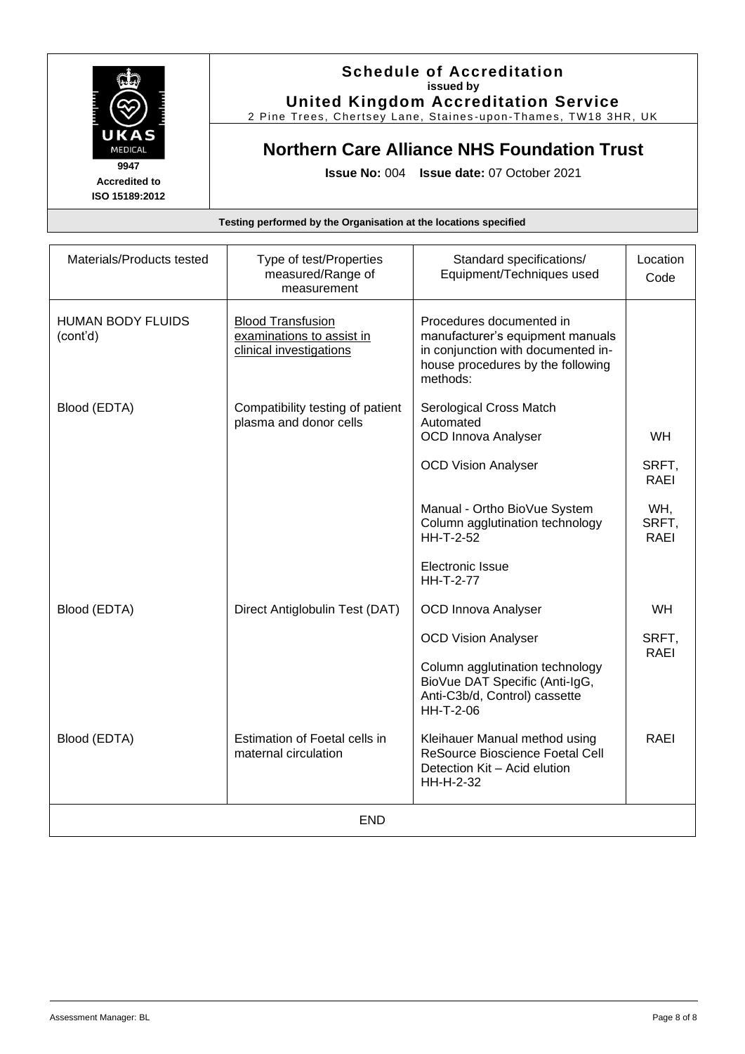**Schedule of Accreditation**
**issued by**
**United Kingdom Accreditation Service**
2 Pine Trees, Chertsey Lane, Staines-upon-Thames, TW18 3HR, UK

9947
Accredited to
ISO 15189:2012

## Northern Care Alliance NHS Foundation Trust

**Issue No:** 004 **Issue date:** 07 October 2021

**Testing performed by the Organisation at the locations specified**

| Materials/Products tested | Type of test/Properties measured/Range of measurement | Standard specifications/ Equipment/Techniques used | Location Code |
|---|---|---|---|
| HUMAN BODY FLUIDS (cont'd) | Blood Transfusion examinations to assist in clinical investigations | Procedures documented in manufacturer's equipment manuals in conjunction with documented in-house procedures by the following methods: | |
| Blood (EDTA) | Compatibility testing of patient plasma and donor cells | Serological Cross Match Automated OCD Innova Analyser | WH |
| | | OCD Vision Analyser | SRFT, RAEI |
| | | Manual - Ortho BioVue System Column agglutination technology HH-T-2-52 | WH, SRFT, RAEI |
| | | Electronic Issue HH-T-2-77 | |
| Blood (EDTA) | Direct Antiglobulin Test (DAT) | OCD Innova Analyser | WH |
| | | OCD Vision Analyser | SRFT, RAEI |
| | | Column agglutination technology BioVue DAT Specific (Anti-IgG, Anti-C3b/d, Control) cassette HH-T-2-06 | |
| Blood (EDTA) | Estimation of Foetal cells in maternal circulation | Kleihauer Manual method using ReSource Bioscience Foetal Cell Detection Kit – Acid elution HH-H-2-32 | RAEI |

END

Assessment Manager: BL